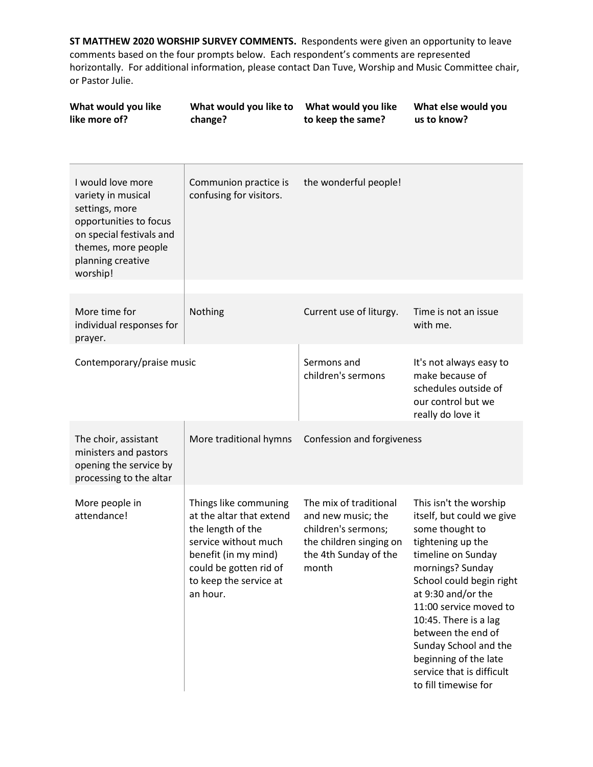**ST MATTHEW 2020 WORSHIP SURVEY COMMENTS.** Respondents were given an opportunity to leave comments based on the four prompts below. Each respondent's comments are represented horizontally. For additional information, please contact Dan Tuve, Worship and Music Committee chair, or Pastor Julie.

| What would you like like more of? | What would you like to change? | What would you like to keep the same? | What else would you us to know? |
|---|---|---|---|
| I would love more variety in musical settings, more opportunities to focus on special festivals and themes, more people planning creative worship! | Communion practice is confusing for visitors. | the wonderful people! | |
| More time for individual responses for prayer. | Nothing | Current use of liturgy. | Time is not an issue with me. |
| Contemporary/praise music | | Sermons and children's sermons | It's not always easy to make because of schedules outside of our control but we really do love it |
| The choir, assistant ministers and pastors opening the service by processing to the altar | More traditional hymns | Confession and forgiveness | |
| More people in attendance! | Things like communing at the altar that extend the length of the service without much benefit (in my mind) could be gotten rid of to keep the service at an hour. | The mix of traditional and new music; the children's sermons; the children singing on the 4th Sunday of the month | This isn't the worship itself, but could we give some thought to tightening up the timeline on Sunday mornings? Sunday School could begin right at 9:30 and/or the 11:00 service moved to 10:45. There is a lag between the end of Sunday School and the beginning of the late service that is difficult to fill timewise for |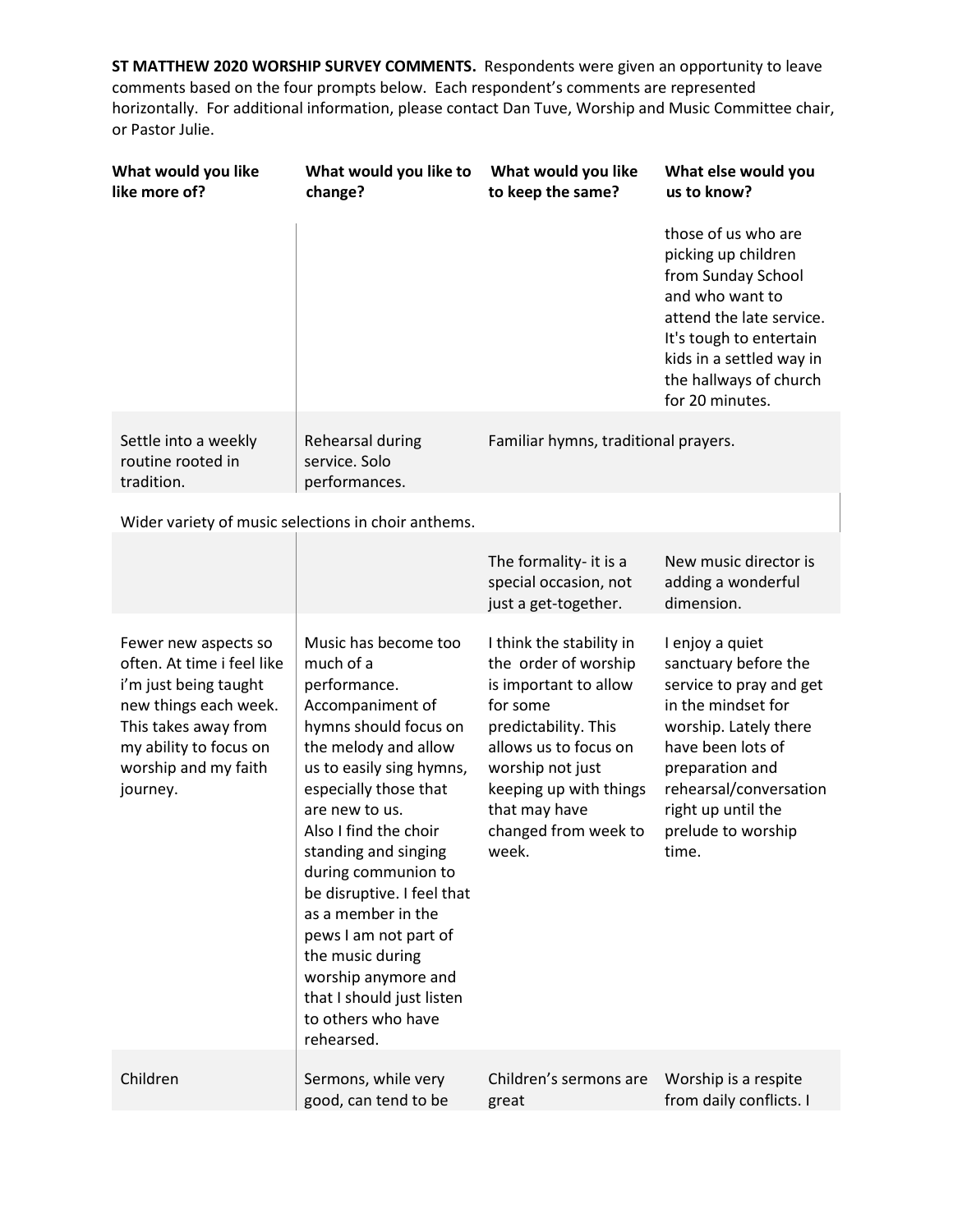**ST MATTHEW 2020 WORSHIP SURVEY COMMENTS.** Respondents were given an opportunity to leave comments based on the four prompts below. Each respondent's comments are represented horizontally. For additional information, please contact Dan Tuve, Worship and Music Committee chair, or Pastor Julie.

| What would you like like more of? | What would you like to change? | What would you like to keep the same? | What else would you us to know? |
|---|---|---|---|
| | | | those of us who are picking up children from Sunday School and who want to attend the late service. It's tough to entertain kids in a settled way in the hallways of church for 20 minutes. |
| Settle into a weekly routine rooted in tradition. | Rehearsal during service. Solo performances. | Familiar hymns, traditional prayers. | |
| Wider variety of music selections in choir anthems. | | | |
| | | The formality- it is a special occasion, not just a get-together. | New music director is adding a wonderful dimension. |
| Fewer new aspects so often. At time i feel like i'm just being taught new things each week. This takes away from my ability to focus on worship and my faith journey. | Music has become too much of a performance. Accompaniment of hymns should focus on the melody and allow us to easily sing hymns, especially those that are new to us. Also I find the choir standing and singing during communion to be disruptive. I feel that as a member in the pews I am not part of the music during worship anymore and that I should just listen to others who have rehearsed. | I think the stability in the order of worship is important to allow for some predictability. This allows us to focus on worship not just keeping up with things that may have changed from week to week. | I enjoy a quiet sanctuary before the service to pray and get in the mindset for worship. Lately there have been lots of preparation and rehearsal/conversation right up until the prelude to worship time. |
| Children | Sermons, while very good, can tend to be | Children's sermons are great | Worship is a respite from daily conflicts. I |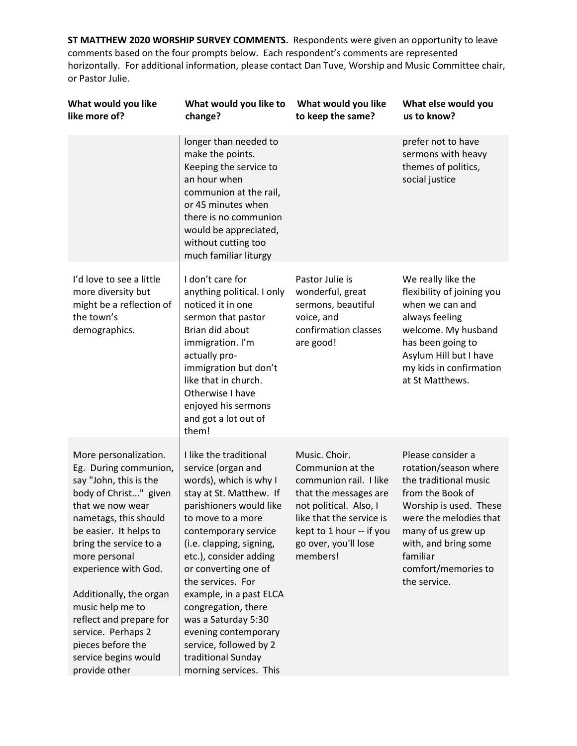**ST MATTHEW 2020 WORSHIP SURVEY COMMENTS.** Respondents were given an opportunity to leave comments based on the four prompts below. Each respondent's comments are represented horizontally. For additional information, please contact Dan Tuve, Worship and Music Committee chair, or Pastor Julie.

| What would you like like more of? | What would you like to change? | What would you like to keep the same? | What else would you us to know? |
|---|---|---|---|
| | longer than needed to make the points. Keeping the service to an hour when communion at the rail, or 45 minutes when there is no communion would be appreciated, without cutting too much familiar liturgy | | prefer not to have sermons with heavy themes of politics, social justice |
| I'd love to see a little more diversity but might be a reflection of the town's demographics. | I don't care for anything political. I only noticed it in one sermon that pastor Brian did about immigration. I'm actually pro-immigration but don't like that in church. Otherwise I have enjoyed his sermons and got a lot out of them! | Pastor Julie is wonderful, great sermons, beautiful voice, and confirmation classes are good! | We really like the flexibility of joining you when we can and always feeling welcome. My husband has been going to Asylum Hill but I have my kids in confirmation at St Matthews. |
| More personalization. Eg. During communion, say "John, this is the body of Christ..." given that we now wear nametags, this should be easier. It helps to bring the service to a more personal experience with God.<br><br>Additionally, the organ music help me to reflect and prepare for service. Perhaps 2 pieces before the service begins would provide other | I like the traditional service (organ and words), which is why I stay at St. Matthew. If parishioners would like to move to a more contemporary service (i.e. clapping, signing, etc.), consider adding or converting one of the services. For example, in a past ELCA congregation, there was a Saturday 5:30 evening contemporary service, followed by 2 traditional Sunday morning services. This | Music. Choir. Communion at the communion rail. I like that the messages are not political. Also, I like that the service is kept to 1 hour -- if you go over, you'll lose members! | Please consider a rotation/season where the traditional music from the Book of Worship is used. These were the melodies that many of us grew up with, and bring some familiar comfort/memories to the service. |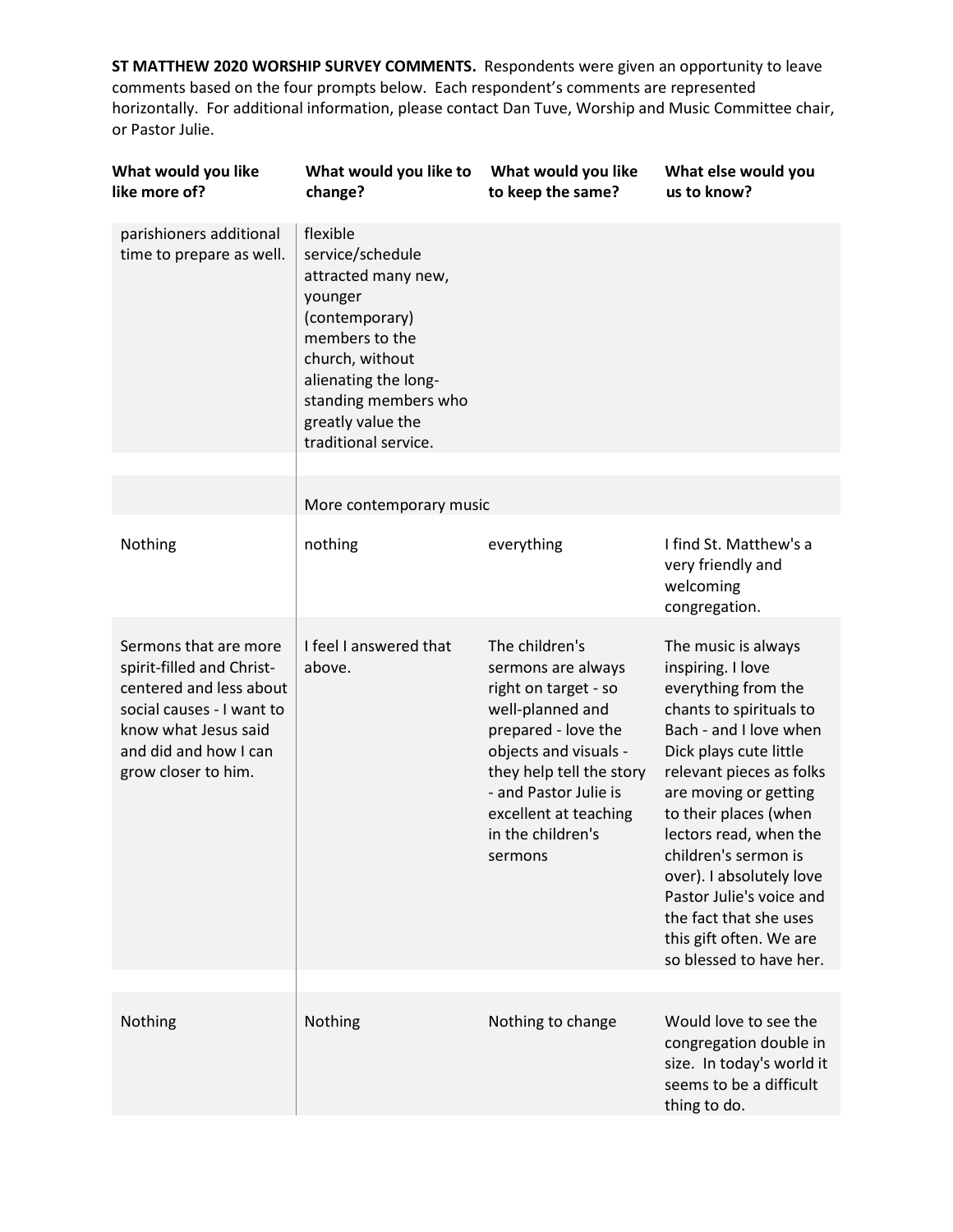**ST MATTHEW 2020 WORSHIP SURVEY COMMENTS.** Respondents were given an opportunity to leave comments based on the four prompts below. Each respondent's comments are represented horizontally. For additional information, please contact Dan Tuve, Worship and Music Committee chair, or Pastor Julie.

| What would you like like more of? | What would you like to change? | What would you like to keep the same? | What else would you us to know? |
|---|---|---|---|
| parishioners additional time to prepare as well. | flexible service/schedule attracted many new, younger (contemporary) members to the church, without alienating the long-standing members who greatly value the traditional service. | | |
| | | | |
| | More contemporary music | | |
| Nothing | nothing | everything | I find St. Matthew's a very friendly and welcoming congregation. |
| Sermons that are more spirit-filled and Christ-centered and less about social causes - I want to know what Jesus said and did and how I can grow closer to him. | I feel I answered that above. | The children's sermons are always right on target - so well-planned and prepared - love the objects and visuals - they help tell the story - and Pastor Julie is excellent at teaching in the children's sermons | The music is always inspiring. I love everything from the chants to spirituals to Bach - and I love when Dick plays cute little relevant pieces as folks are moving or getting to their places (when lectors read, when the children's sermon is over). I absolutely love Pastor Julie's voice and the fact that she uses this gift often. We are so blessed to have her. |
| | | | |
| Nothing | Nothing | Nothing to change | Would love to see the congregation double in size. In today's world it seems to be a difficult thing to do. |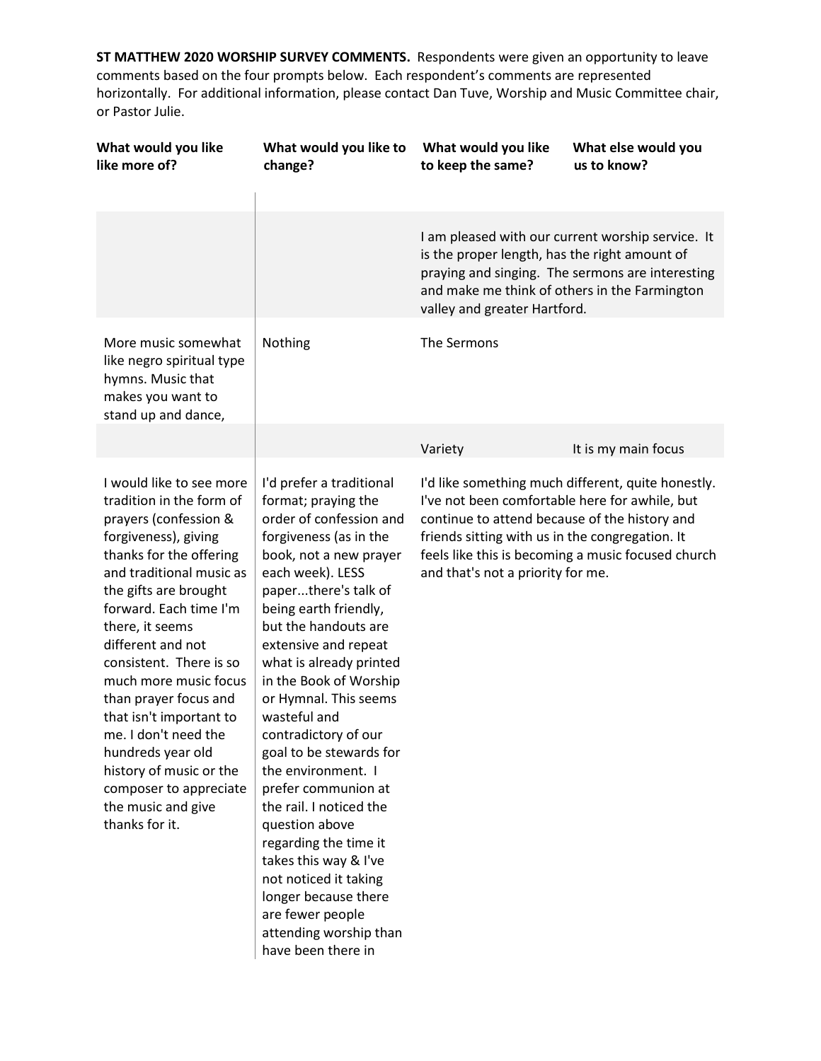**ST MATTHEW 2020 WORSHIP SURVEY COMMENTS.** Respondents were given an opportunity to leave comments based on the four prompts below. Each respondent's comments are represented horizontally. For additional information, please contact Dan Tuve, Worship and Music Committee chair, or Pastor Julie.

| What would you like like more of? | What would you like to change? | What would you like to keep the same? | What else would you us to know? |
|---|---|---|---|
| | | I am pleased with our current worship service. It is the proper length, has the right amount of praying and singing. The sermons are interesting and make me think of others in the Farmington valley and greater Hartford. | |
| More music somewhat like negro spiritual type hymns. Music that makes you want to stand up and dance, | Nothing | The Sermons | |
| | | Variety | It is my main focus |
| I would like to see more tradition in the form of prayers (confession & forgiveness), giving thanks for the offering and traditional music as the gifts are brought forward. Each time I'm there, it seems different and not consistent. There is so much more music focus than prayer focus and that isn't important to me. I don't need the hundreds year old history of music or the composer to appreciate the music and give thanks for it. | I'd prefer a traditional format; praying the order of confession and forgiveness (as in the book, not a new prayer each week). LESS paper...there's talk of being earth friendly, but the handouts are extensive and repeat what is already printed in the Book of Worship or Hymnal. This seems wasteful and contradictory of our goal to be stewards for the environment. I prefer communion at the rail. I noticed the question above regarding the time it takes this way & I've not noticed it taking longer because there are fewer people attending worship than have been there in | I'd like something much different, quite honestly. I've not been comfortable here for awhile, but continue to attend because of the history and friends sitting with us in the congregation. It feels like this is becoming a music focused church and that's not a priority for me. | |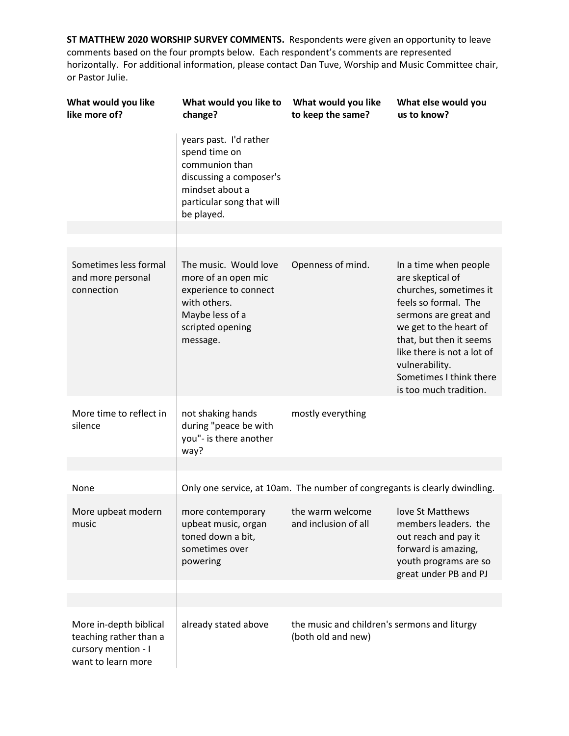**ST MATTHEW 2020 WORSHIP SURVEY COMMENTS.** Respondents were given an opportunity to leave comments based on the four prompts below. Each respondent's comments are represented horizontally. For additional information, please contact Dan Tuve, Worship and Music Committee chair, or Pastor Julie.

| What would you like like more of? | What would you like to change? | What would you like to keep the same? | What else would you us to know? |
|---|---|---|---|
| | years past. I'd rather spend time on communion than discussing a composer's mindset about a particular song that will be played. | | |
| | | | |
| | | | |
| Sometimes less formal and more personal connection | The music. Would love more of an open mic experience to connect with others. Maybe less of a scripted opening message. | Openness of mind. | In a time when people are skeptical of churches, sometimes it feels so formal. The sermons are great and we get to the heart of that, but then it seems like there is not a lot of vulnerability. Sometimes I think there is too much tradition. |
| More time to reflect in silence | not shaking hands during "peace be with you"- is there another way? | mostly everything | |
| | | | |
| None | Only one service, at 10am. The number of congregants is clearly dwindling. | | |
| More upbeat modern music | more contemporary upbeat music, organ toned down a bit, sometimes over powering | the warm welcome and inclusion of all | love St Matthews members leaders. the out reach and pay it forward is amazing, youth programs are so great under PB and PJ |
| | | | |
| | | | |
| More in-depth biblical teaching rather than a cursory mention - I want to learn more | already stated above | the music and children's sermons and liturgy (both old and new) | |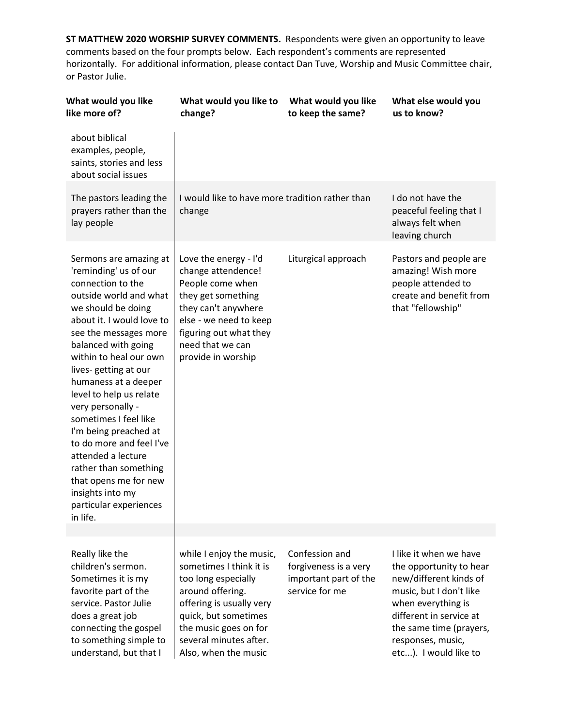**ST MATTHEW 2020 WORSHIP SURVEY COMMENTS.** Respondents were given an opportunity to leave comments based on the four prompts below. Each respondent's comments are represented horizontally. For additional information, please contact Dan Tuve, Worship and Music Committee chair, or Pastor Julie.

| What would you like like more of? | What would you like to change? | What would you like to keep the same? | What else would you us to know? |
|---|---|---|---|
| about biblical examples, people, saints, stories and less about social issues | | | |
| The pastors leading the prayers rather than the lay people | I would like to have more tradition rather than change | | I do not have the peaceful feeling that I always felt when leaving church |
| Sermons are amazing at 'reminding' us of our connection to the outside world and what we should be doing about it. I would love to see the messages more balanced with going within to heal our own lives- getting at our humaness at a deeper level to help us relate very personally - sometimes I feel like I'm being preached at to do more and feel I've attended a lecture rather than something that opens me for new insights into my particular experiences in life. | Love the energy - I'd change attendence! People come when they get something they can't anywhere else - we need to keep figuring out what they need that we can provide in worship | Liturgical approach | Pastors and people are amazing! Wish more people attended to create and benefit from that "fellowship" |
| | | | |
| Really like the children's sermon. Sometimes it is my favorite part of the service. Pastor Julie does a great job connecting the gospel to something simple to understand, but that I | while I enjoy the music, sometimes I think it is too long especially around offering. offering is usually very quick, but sometimes the music goes on for several minutes after. Also, when the music | Confession and forgiveness is a very important part of the service for me | I like it when we have the opportunity to hear new/different kinds of music, but I don't like when everything is different in service at the same time (prayers, responses, music, etc...). I would like to |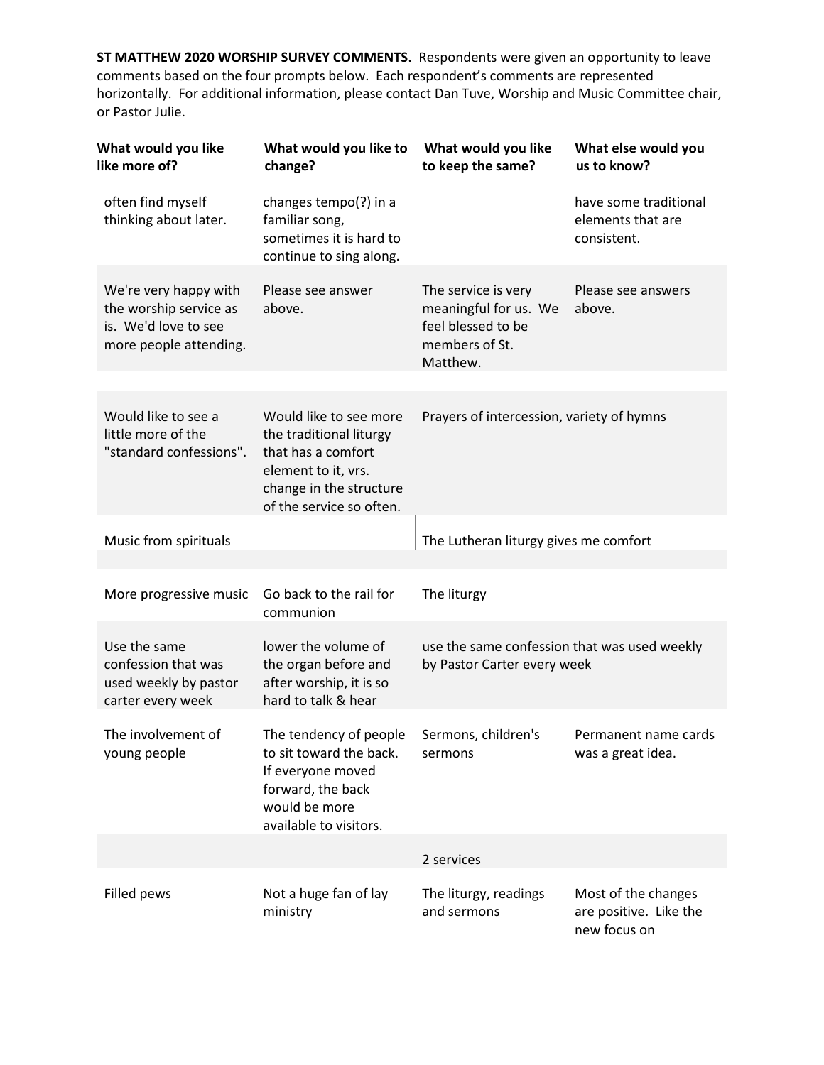**ST MATTHEW 2020 WORSHIP SURVEY COMMENTS.** Respondents were given an opportunity to leave comments based on the four prompts below. Each respondent's comments are represented horizontally. For additional information, please contact Dan Tuve, Worship and Music Committee chair, or Pastor Julie.

| What would you like like more of? | What would you like to change? | What would you like to keep the same? | What else would you us to know? |
|---|---|---|---|
| often find myself thinking about later. | changes tempo(?) in a familiar song, sometimes it is hard to continue to sing along. | | have some traditional elements that are consistent. |
| We're very happy with the worship service as is. We'd love to see more people attending. | Please see answer above. | The service is very meaningful for us. We feel blessed to be members of St. Matthew. | Please see answers above. |
| | | | |
| Would like to see a little more of the "standard confessions". | Would like to see more the traditional liturgy that has a comfort element to it, vrs. change in the structure of the service so often. | Prayers of intercession, variety of hymns | |
| Music from spirituals | | The Lutheran liturgy gives me comfort | |
| | | | |
| More progressive music | Go back to the rail for communion | The liturgy | |
| Use the same confession that was used weekly by pastor carter every week | lower the volume of the organ before and after worship, it is so hard to talk & hear | use the same confession that was used weekly by Pastor Carter every week | |
| The involvement of young people | The tendency of people to sit toward the back. If everyone moved forward, the back would be more available to visitors. | Sermons, children's sermons | Permanent name cards was a great idea. |
| | | 2 services | |
| Filled pews | Not a huge fan of lay ministry | The liturgy, readings and sermons | Most of the changes are positive. Like the new focus on |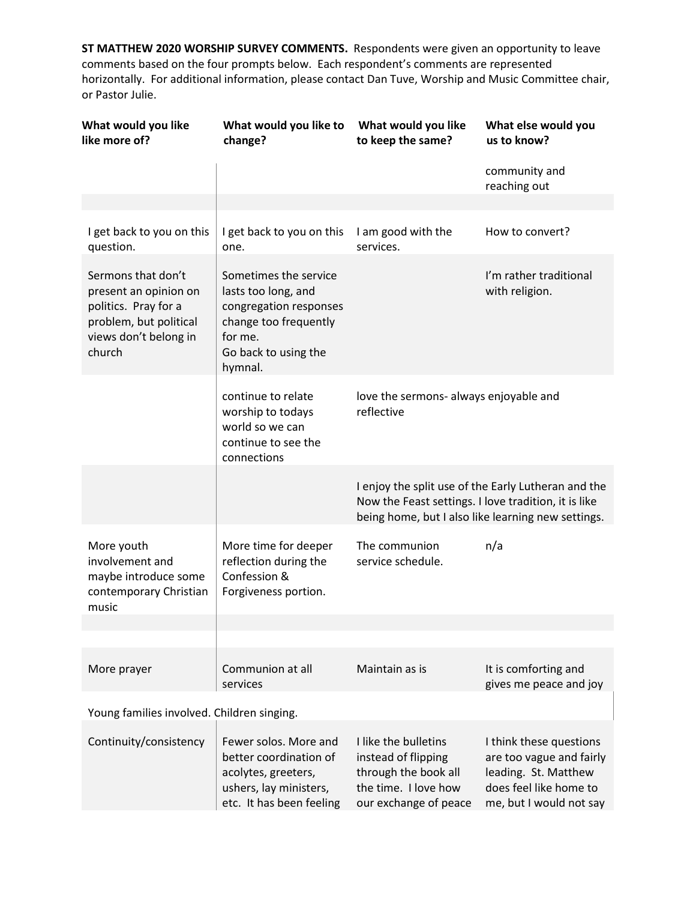**ST MATTHEW 2020 WORSHIP SURVEY COMMENTS.** Respondents were given an opportunity to leave comments based on the four prompts below. Each respondent's comments are represented horizontally. For additional information, please contact Dan Tuve, Worship and Music Committee chair, or Pastor Julie.

| What would you like like more of? | What would you like to change? | What would you like to keep the same? | What else would you us to know? |
|---|---|---|---|
| | | | community and reaching out |
| | | | |
| I get back to you on this question. | I get back to you on this one. | I am good with the services. | How to convert? |
| Sermons that don't present an opinion on politics. Pray for a problem, but political views don't belong in church | Sometimes the service lasts too long, and congregation responses change too frequently for me. Go back to using the hymnal. | | I'm rather traditional with religion. |
| | continue to relate worship to todays world so we can continue to see the connections | love the sermons- always enjoyable and reflective | |
| | | I enjoy the split use of the Early Lutheran and the Now the Feast settings. I love tradition, it is like being home, but I also like learning new settings. | |
| More youth involvement and maybe introduce some contemporary Christian music | More time for deeper reflection during the Confession & Forgiveness portion. | The communion service schedule. | n/a |
| | | | |
| | | | |
| More prayer | Communion at all services | Maintain as is | It is comforting and gives me peace and joy |
| Young families involved. Children singing. | | | |
| Continuity/consistency | Fewer solos. More and better coordination of acolytes, greeters, ushers, lay ministers, etc. It has been feeling | I like the bulletins instead of flipping through the book all the time. I love how our exchange of peace | I think these questions are too vague and fairly leading. St. Matthew does feel like home to me, but I would not say |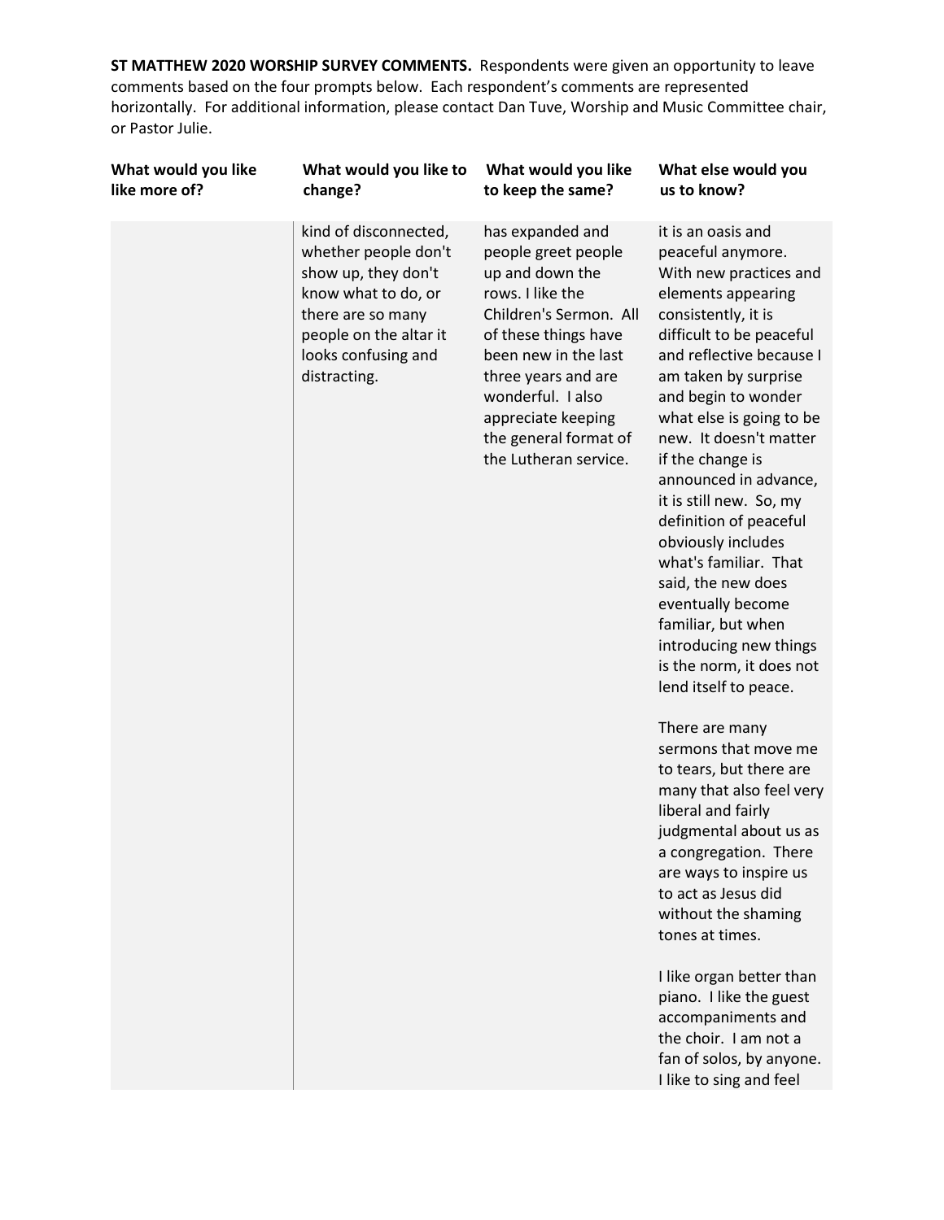**ST MATTHEW 2020 WORSHIP SURVEY COMMENTS.** Respondents were given an opportunity to leave comments based on the four prompts below. Each respondent's comments are represented horizontally. For additional information, please contact Dan Tuve, Worship and Music Committee chair, or Pastor Julie.

| What would you like like more of? | What would you like to change? | What would you like to keep the same? | What else would you us to know? |
|---|---|---|---|
| | kind of disconnected, whether people don't show up, they don't know what to do, or there are so many people on the altar it looks confusing and distracting. | has expanded and people greet people up and down the rows. I like the Children's Sermon. All of these things have been new in the last three years and are wonderful. I also appreciate keeping the general format of the Lutheran service. | it is an oasis and peaceful anymore. With new practices and elements appearing consistently, it is difficult to be peaceful and reflective because I am taken by surprise and begin to wonder what else is going to be new. It doesn't matter if the change is announced in advance, it is still new. So, my definition of peaceful obviously includes what's familiar. That said, the new does eventually become familiar, but when introducing new things is the norm, it does not lend itself to peace.<br><br>There are many sermons that move me to tears, but there are many that also feel very liberal and fairly judgmental about us as a congregation. There are ways to inspire us to act as Jesus did without the shaming tones at times.<br><br>I like organ better than piano. I like the guest accompaniments and the choir. I am not a fan of solos, by anyone. I like to sing and feel |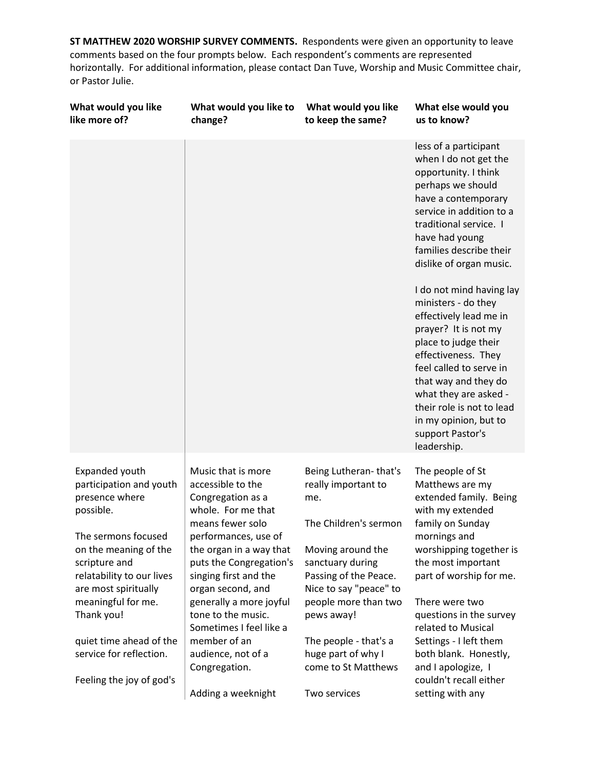**ST MATTHEW 2020 WORSHIP SURVEY COMMENTS.** Respondents were given an opportunity to leave comments based on the four prompts below. Each respondent's comments are represented horizontally. For additional information, please contact Dan Tuve, Worship and Music Committee chair, or Pastor Julie.

| What would you like like more of? | What would you like to change? | What would you like to keep the same? | What else would you us to know? |
|---|---|---|---|
| | | | less of a participant when I do not get the opportunity. I think perhaps we should have a contemporary service in addition to a traditional service. I have had young families describe their dislike of organ music.<br><br>I do not mind having lay ministers - do they effectively lead me in prayer? It is not my place to judge their effectiveness. They feel called to serve in that way and they do what they are asked - their role is not to lead in my opinion, but to support Pastor's leadership. |
| Expanded youth participation and youth presence where possible.<br><br>The sermons focused on the meaning of the scripture and relatability to our lives are most spiritually meaningful for me. Thank you!<br><br>quiet time ahead of the service for reflection.<br><br>Feeling the joy of god's | Music that is more accessible to the Congregation as a whole. For me that means fewer solo performances, use of the organ in a way that puts the Congregation's singing first and the organ second, and generally a more joyful tone to the music. Sometimes I feel like a member of an audience, not of a Congregation.<br><br>Adding a weeknight | Being Lutheran- that's really important to me.<br><br>The Children's sermon<br><br>Moving around the sanctuary during Passing of the Peace. Nice to say "peace" to people more than two pews away!<br><br>The people - that's a huge part of why I come to St Matthews<br><br>Two services | The people of St Matthews are my extended family. Being with my extended family on Sunday mornings and worshipping together is the most important part of worship for me.<br><br>There were two questions in the survey related to Musical Settings - I left them both blank. Honestly, and I apologize, I couldn't recall either setting with any |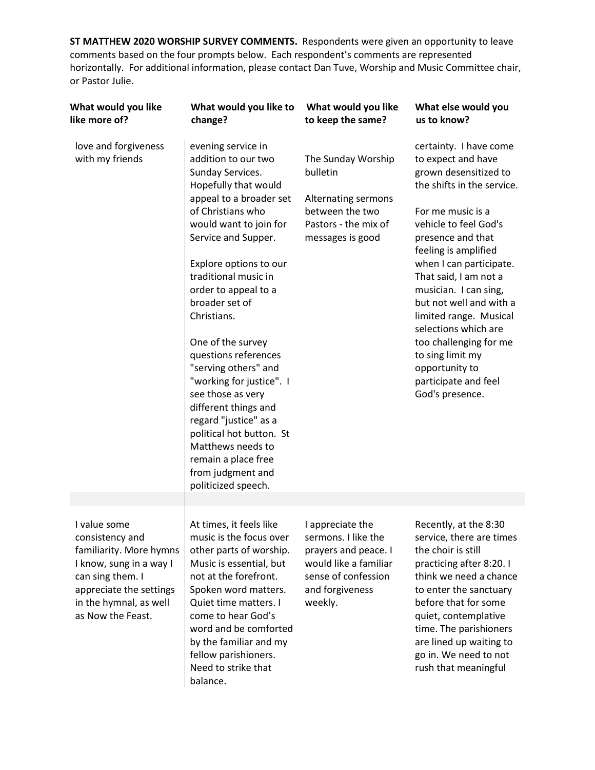**ST MATTHEW 2020 WORSHIP SURVEY COMMENTS.** Respondents were given an opportunity to leave comments based on the four prompts below. Each respondent's comments are represented horizontally. For additional information, please contact Dan Tuve, Worship and Music Committee chair, or Pastor Julie.

| What would you like like more of? | What would you like to change? | What would you like to keep the same? | What else would you us to know? |
|---|---|---|---|
| love and forgiveness with my friends | evening service in addition to our two Sunday Services. Hopefully that would appeal to a broader set of Christians who would want to join for Service and Supper.<br><br>Explore options to our traditional music in order to appeal to a broader set of Christians.<br><br>One of the survey questions references "serving others" and "working for justice". I see those as very different things and regard "justice" as a political hot button. St Matthews needs to remain a place free from judgment and politicized speech. | The Sunday Worship bulletin<br><br>Alternating sermons between the two Pastors - the mix of messages is good | certainty. I have come to expect and have grown desensitized to the shifts in the service.<br><br>For me music is a vehicle to feel God's presence and that feeling is amplified when I can participate. That said, I am not a musician. I can sing, but not well and with a limited range. Musical selections which are too challenging for me to sing limit my opportunity to participate and feel God's presence. |
| | | | |
| I value some consistency and familiarity. More hymns I know, sung in a way I can sing them. I appreciate the settings in the hymnal, as well as Now the Feast. | At times, it feels like music is the focus over other parts of worship. Music is essential, but not at the forefront. Spoken word matters. Quiet time matters. I come to hear God's word and be comforted by the familiar and my fellow parishioners. Need to strike that balance. | I appreciate the sermons. I like the prayers and peace. I would like a familiar sense of confession and forgiveness weekly. | Recently, at the 8:30 service, there are times the choir is still practicing after 8:20. I think we need a chance to enter the sanctuary before that for some quiet, contemplative time. The parishioners are lined up waiting to go in. We need to not rush that meaningful |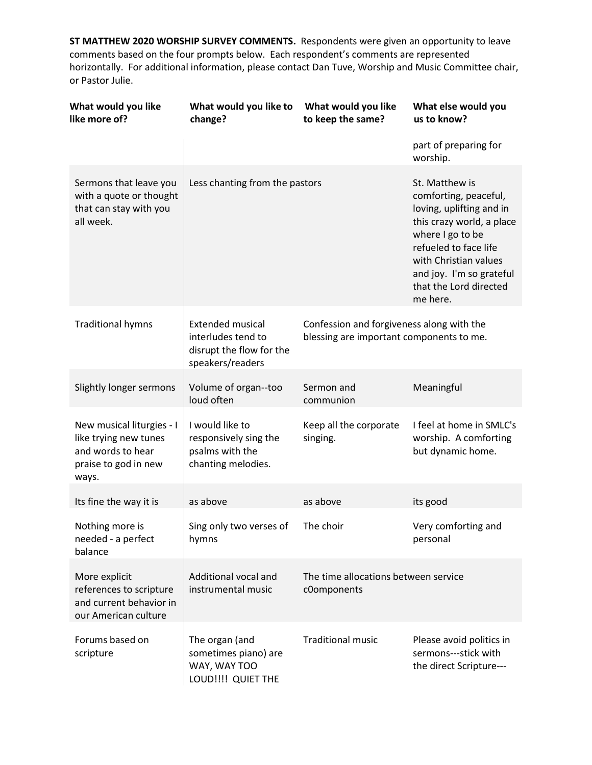**ST MATTHEW 2020 WORSHIP SURVEY COMMENTS.** Respondents were given an opportunity to leave comments based on the four prompts below. Each respondent's comments are represented horizontally. For additional information, please contact Dan Tuve, Worship and Music Committee chair, or Pastor Julie.

| What would you like like more of? | What would you like to change? | What would you like to keep the same? | What else would you us to know? |
|---|---|---|---|
| | | | part of preparing for worship. |
| Sermons that leave you with a quote or thought that can stay with you all week. | Less chanting from the pastors | | St. Matthew is comforting, peaceful, loving, uplifting and in this crazy world, a place where I go to be refueled to face life with Christian values and joy. I'm so grateful that the Lord directed me here. |
| Traditional hymns | Extended musical interludes tend to disrupt the flow for the speakers/readers | Confession and forgiveness along with the blessing are important components to me. | |
| Slightly longer sermons | Volume of organ--too loud often | Sermon and communion | Meaningful |
| New musical liturgies - I like trying new tunes and words to hear praise to god in new ways. | I would like to responsively sing the psalms with the chanting melodies. | Keep all the corporate singing. | I feel at home in SMLC's worship. A comforting but dynamic home. |
| Its fine the way it is | as above | as above | its good |
| Nothing more is needed - a perfect balance | Sing only two verses of hymns | The choir | Very comforting and personal |
| More explicit references to scripture and current behavior in our American culture | Additional vocal and instrumental music | The time allocations between service c0omponents | |
| Forums based on scripture | The organ (and sometimes piano) are WAY, WAY TOO LOUD!!!! QUIET THE | Traditional music | Please avoid politics in sermons---stick with the direct Scripture--- |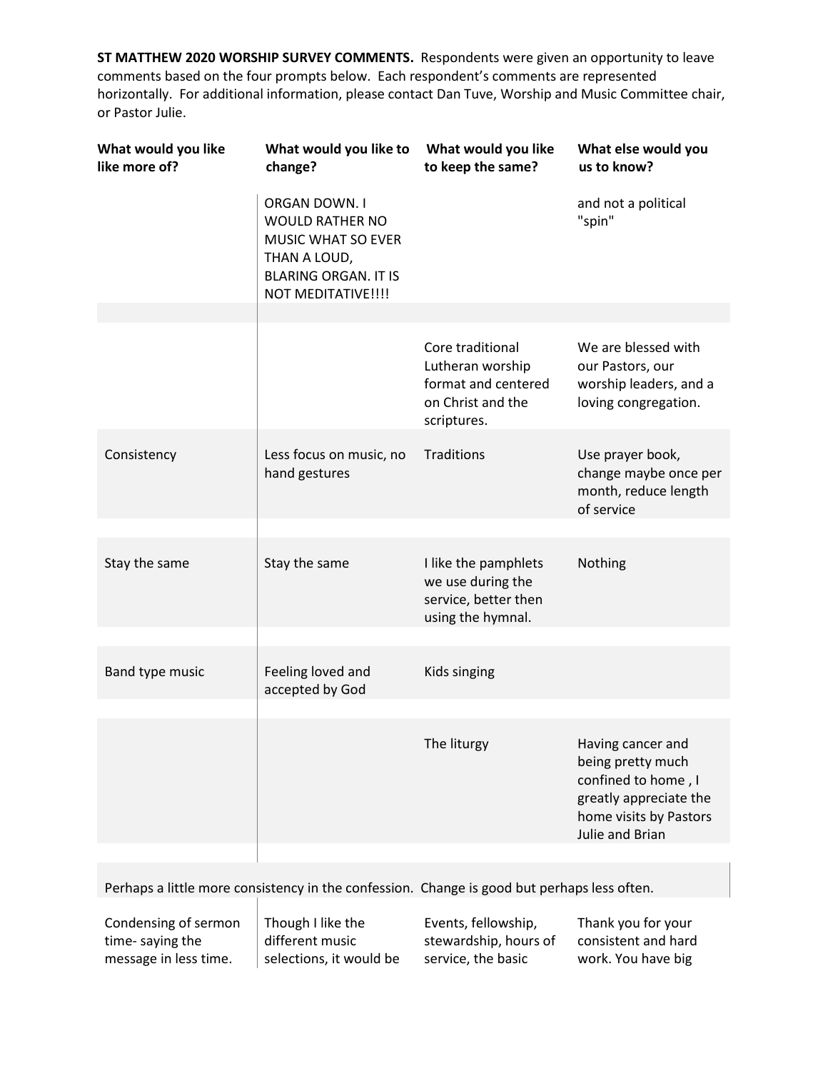**ST MATTHEW 2020 WORSHIP SURVEY COMMENTS.** Respondents were given an opportunity to leave comments based on the four prompts below. Each respondent's comments are represented horizontally. For additional information, please contact Dan Tuve, Worship and Music Committee chair, or Pastor Julie.

| What would you like like more of? | What would you like to change? | What would you like to keep the same? | What else would you us to know? |
|---|---|---|---|
| | ORGAN DOWN. I WOULD RATHER NO MUSIC WHAT SO EVER THAN A LOUD, BLARING ORGAN. IT IS NOT MEDITATIVE!!!! | | and not a political "spin" |
| | | Core traditional Lutheran worship format and centered on Christ and the scriptures. | We are blessed with our Pastors, our worship leaders, and a loving congregation. |
| Consistency | Less focus on music, no hand gestures | Traditions | Use prayer book, change maybe once per month, reduce length of service |
| Stay the same | Stay the same | I like the pamphlets we use during the service, better then using the hymnal. | Nothing |
| Band type music | Feeling loved and accepted by God | Kids singing | |
| | | The liturgy | Having cancer and being pretty much confined to home , I greatly appreciate the home visits by Pastors Julie and Brian |
| Perhaps a little more consistency in the confession. Change is good but perhaps less often. | | | |
| Condensing of sermon time- saying the message in less time. | Though I like the different music selections, it would be | Events, fellowship, stewardship, hours of service, the basic | Thank you for your consistent and hard work. You have big |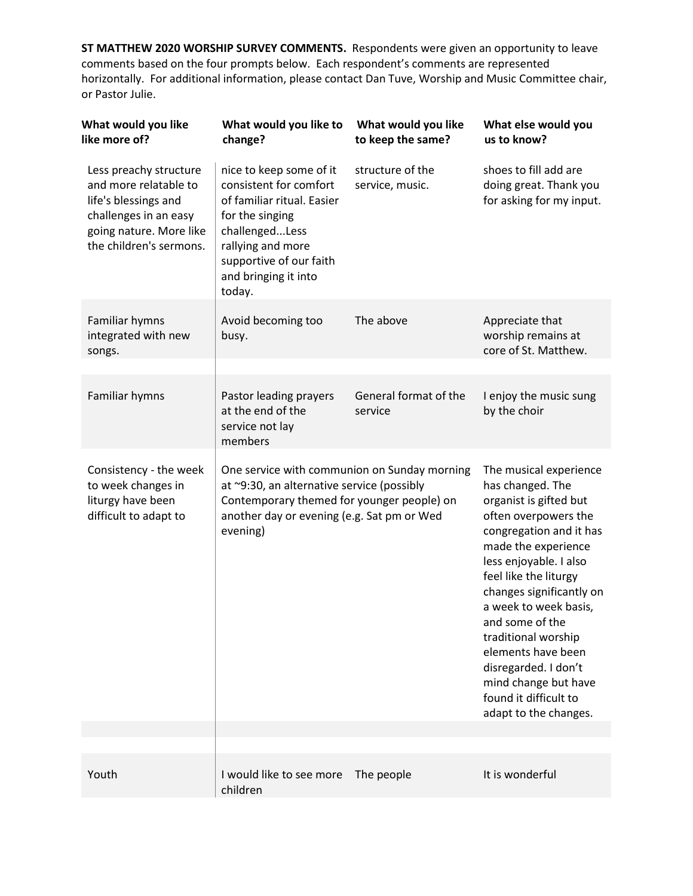**ST MATTHEW 2020 WORSHIP SURVEY COMMENTS.** Respondents were given an opportunity to leave comments based on the four prompts below. Each respondent's comments are represented horizontally. For additional information, please contact Dan Tuve, Worship and Music Committee chair, or Pastor Julie.

| What would you like like more of? | What would you like to change? | What would you like to keep the same? | What else would you us to know? |
|---|---|---|---|
| Less preachy structure and more relatable to life's blessings and challenges in an easy going nature. More like the children's sermons. | nice to keep some of it consistent for comfort of familiar ritual. Easier for the singing challenged...Less rallying and more supportive of our faith and bringing it into today. | structure of the service, music. | shoes to fill add are doing great. Thank you for asking for my input. |
| Familiar hymns integrated with new songs. | Avoid becoming too busy. | The above | Appreciate that worship remains at core of St. Matthew. |
| | | | |
| Familiar hymns | Pastor leading prayers at the end of the service not lay members | General format of the service | I enjoy the music sung by the choir |
| Consistency - the week to week changes in liturgy have been difficult to adapt to | One service with communion on Sunday morning at ~9:30, an alternative service (possibly Contemporary themed for younger people) on another day or evening (e.g. Sat pm or Wed evening) | | The musical experience has changed. The organist is gifted but often overpowers the congregation and it has made the experience less enjoyable. I also feel like the liturgy changes significantly on a week to week basis, and some of the traditional worship elements have been disregarded. I don't mind change but have found it difficult to adapt to the changes. |
| | | | |
| | | | |
| Youth | I would like to see more children | The people | It is wonderful |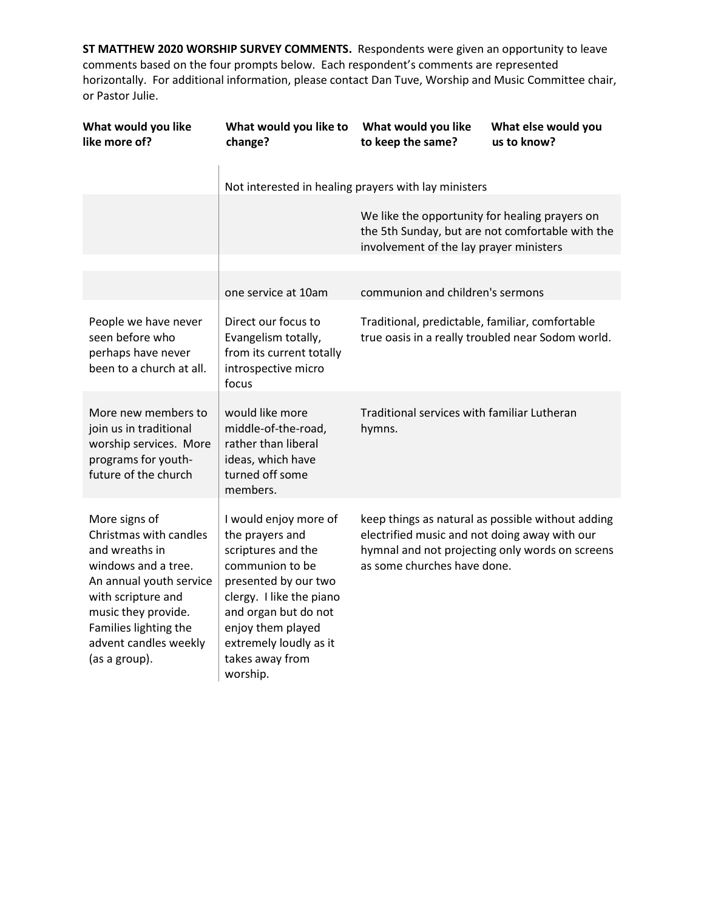**ST MATTHEW 2020 WORSHIP SURVEY COMMENTS.** Respondents were given an opportunity to leave comments based on the four prompts below. Each respondent's comments are represented horizontally. For additional information, please contact Dan Tuve, Worship and Music Committee chair, or Pastor Julie.

| What would you like like more of? | What would you like to change? | What would you like to keep the same? | What else would you us to know? |
|---|---|---|---|
| | Not interested in healing prayers with lay ministers | | |
| | | We like the opportunity for healing prayers on the 5th Sunday, but are not comfortable with the involvement of the lay prayer ministers | |
| | | | |
| | one service at 10am | communion and children's sermons | |
| People we have never seen before who perhaps have never been to a church at all. | Direct our focus to Evangelism totally, from its current totally introspective micro focus | Traditional, predictable, familiar, comfortable true oasis in a really troubled near Sodom world. | |
| More new members to join us in traditional worship services. More programs for youth-future of the church | would like more middle-of-the-road, rather than liberal ideas, which have turned off some members. | Traditional services with familiar Lutheran hymns. | |
| More signs of Christmas with candles and wreaths in windows and a tree. An annual youth service with scripture and music they provide. Families lighting the advent candles weekly (as a group). | I would enjoy more of the prayers and scriptures and the communion to be presented by our two clergy. I like the piano and organ but do not enjoy them played extremely loudly as it takes away from worship. | keep things as natural as possible without adding electrified music and not doing away with our hymnal and not projecting only words on screens as some churches have done. | |